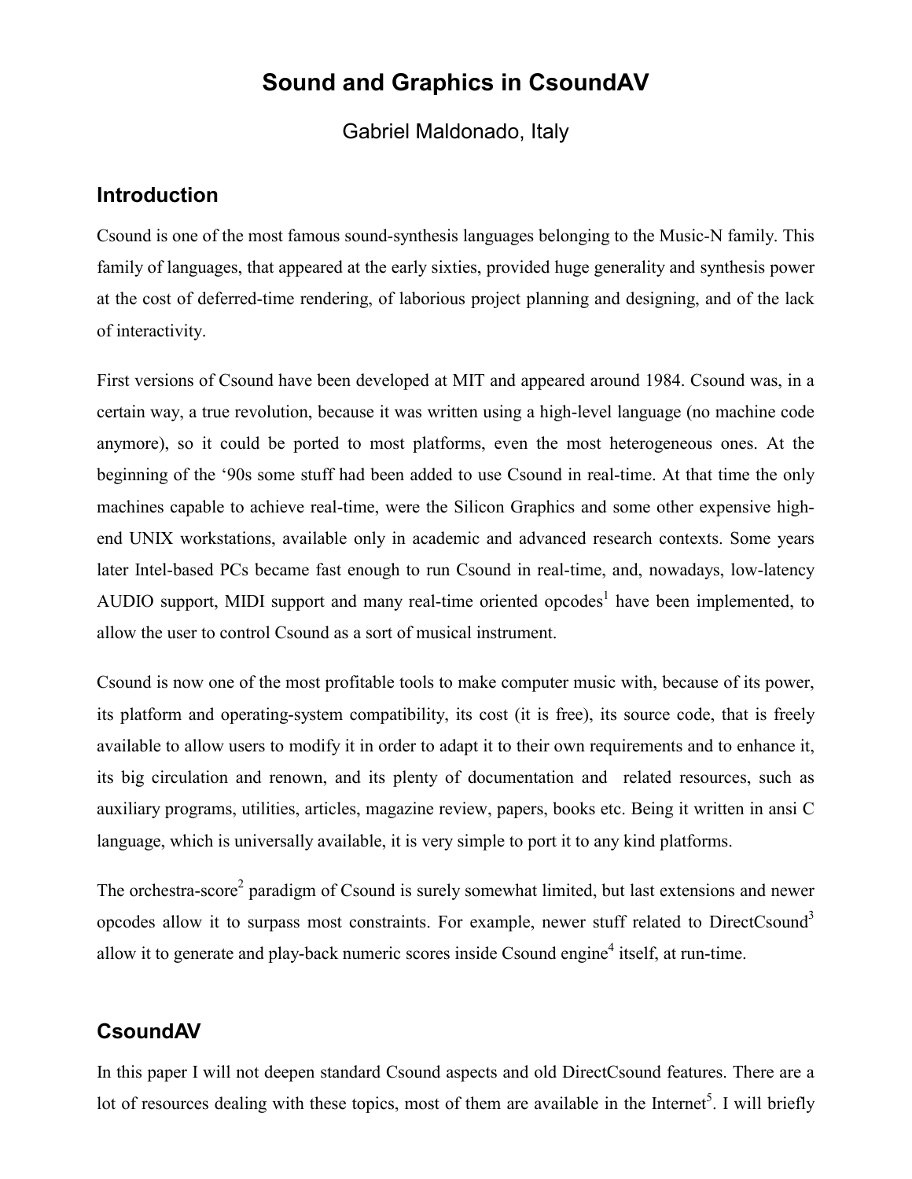# Sound and Graphics in CsoundAV

Gabriel Maldonado, Italy

## Introduction

Csound is one of the most famous sound-synthesis languages belonging to the Music-N family. This family of languages, that appeared at the early sixties, provided huge generality and synthesis power at the cost of deferred-time rendering, of laborious project planning and designing, and of the lack of interactivity.

First versions of Csound have been developed at MIT and appeared around 1984. Csound was, in a certain way, a true revolution, because it was written using a high-level language (no machine code anymore), so it could be ported to most platforms, even the most heterogeneous ones. At the beginning of the '90s some stuff had been added to use Csound in real-time. At that time the only machines capable to achieve real-time, were the Silicon Graphics and some other expensive high-end UNIX workstations, available only in academic and advanced research contexts. Some years later Intel-based PCs became fast enough to run Csound in real-time, and, nowadays, low-latency AUDIO support, MIDI support and many real-time oriented opcodes[1] have been implemented, to allow the user to control Csound as a sort of musical instrument.

Csound is now one of the most profitable tools to make computer music with, because of its power, its platform and operating-system compatibility, its cost (it is free), its source code, that is freely available to allow users to modify it in order to adapt it to their own requirements and to enhance it, its big circulation and renown, and its plenty of documentation and related resources, such as auxiliary programs, utilities, articles, magazine review, papers, books etc. Being it written in ansi C language, which is universally available, it is very simple to port it to any kind platforms.

The orchestra-score[2] paradigm of Csound is surely somewhat limited, but last extensions and newer opcodes allow it to surpass most constraints. For example, newer stuff related to DirectCsound[3] allow it to generate and play-back numeric scores inside Csound engine[4] itself, at run-time.

## CsoundAV

In this paper I will not deepen standard Csound aspects and old DirectCsound features. There are a lot of resources dealing with these topics, most of them are available in the Internet[5]. I will briefly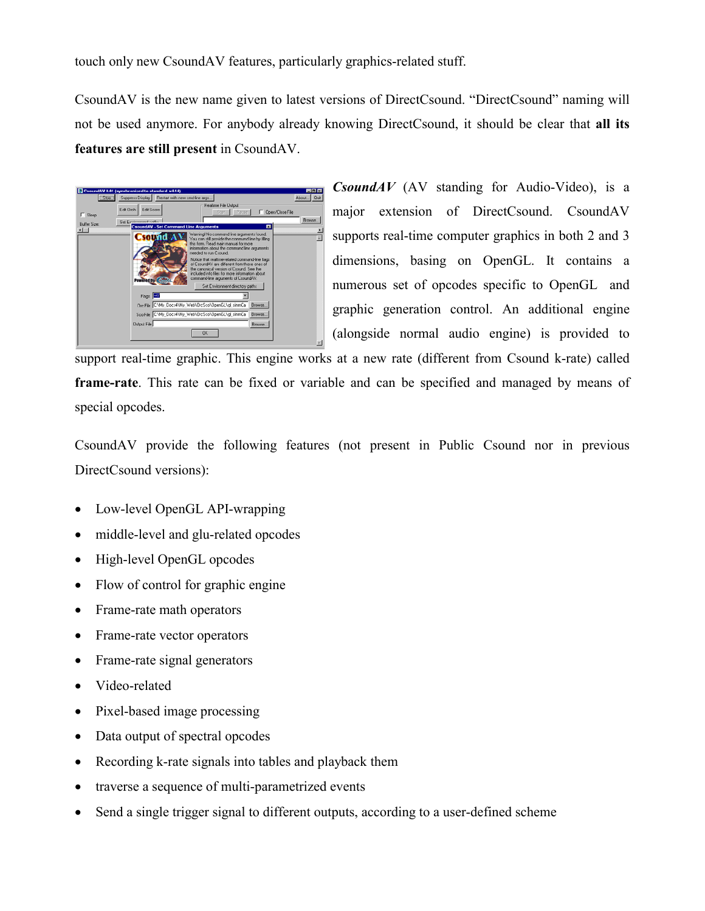touch only new CsoundAV features, particularly graphics-related stuff.

CsoundAV is the new name given to latest versions of DirectCsound. “DirectCsound” naming will not be used anymore. For anybody already knowing DirectCsound, it should be clear that **all its features are still present** in CsoundAV.

***CsoundAV*** (AV standing for Audio-Video), is a major extension of DirectCsound. CsoundAV supports real-time computer graphics in both 2 and 3 dimensions, basing on OpenGL. It contains a numerous set of opcodes specific to OpenGL and graphic generation control. An additional engine (alongside normal audio engine) is provided to support real-time graphic. This engine works at a new rate (different from Csound k-rate) called **frame-rate**. This rate can be fixed or variable and can be specified and managed by means of special opcodes.

CsoundAV provide the following features (not present in Public Csound nor in previous DirectCsound versions):

- Low-level OpenGL API-wrapping
- middle-level and glu-related opcodes
- High-level OpenGL opcodes
- Flow of control for graphic engine
- Frame-rate math operators
- Frame-rate vector operators
- Frame-rate signal generators
- Video-related
- Pixel-based image processing
- Data output of spectral opcodes
- Recording k-rate signals into tables and playback them
- traverse a sequence of multi-parametrized events
- Send a single trigger signal to different outputs, according to a user-defined scheme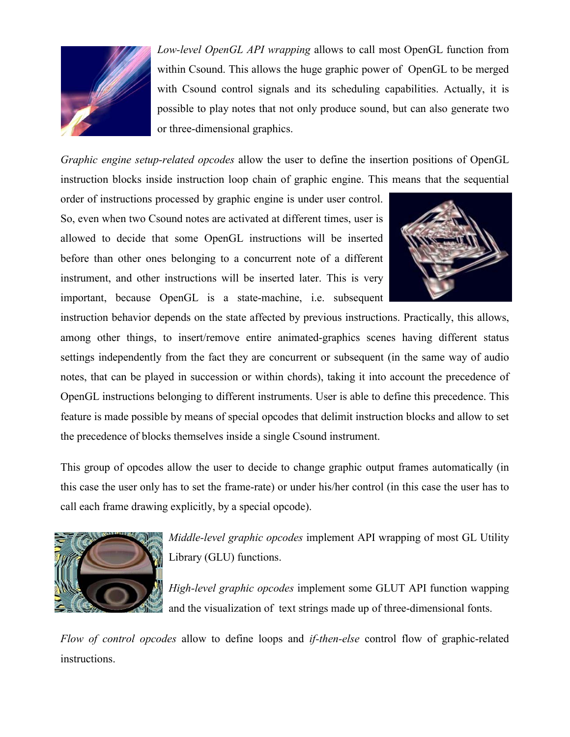*Low-level OpenGL API wrapping* allows to call most OpenGL function from within Csound. This allows the huge graphic power of OpenGL to be merged with Csound control signals and its scheduling capabilities. Actually, it is possible to play notes that not only produce sound, but can also generate two or three-dimensional graphics.

*Graphic engine setup-related opcodes* allow the user to define the insertion positions of OpenGL instruction blocks inside instruction loop chain of graphic engine. This means that the sequential order of instructions processed by graphic engine is under user control. So, even when two Csound notes are activated at different times, user is allowed to decide that some OpenGL instructions will be inserted before than other ones belonging to a concurrent note of a different instrument, and other instructions will be inserted later. This is very important, because OpenGL is a state-machine, i.e. subsequent instruction behavior depends on the state affected by previous instructions. Practically, this allows, among other things, to insert/remove entire animated-graphics scenes having different status settings independently from the fact they are concurrent or subsequent (in the same way of audio notes, that can be played in succession or within chords), taking it into account the precedence of OpenGL instructions belonging to different instruments. User is able to define this precedence. This feature is made possible by means of special opcodes that delimit instruction blocks and allow to set the precedence of blocks themselves inside a single Csound instrument.

This group of opcodes allow the user to decide to change graphic output frames automatically (in this case the user only has to set the frame-rate) or under his/her control (in this case the user has to call each frame drawing explicitly, by a special opcode).

*Middle-level graphic opcodes* implement API wrapping of most GL Utility Library (GLU) functions.

*High-level graphic opcodes* implement some GLUT API function wapping and the visualization of text strings made up of three-dimensional fonts.

*Flow of control opcodes* allow to define loops and *if-then-else* control flow of graphic-related instructions.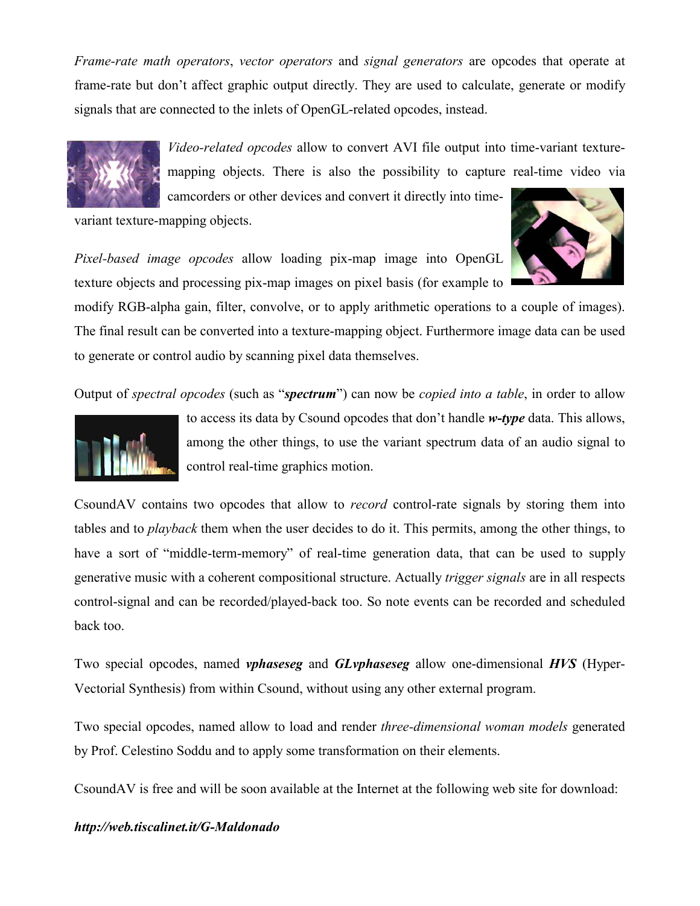*Frame-rate math operators*, *vector operators* and *signal generators* are opcodes that operate at frame-rate but don't affect graphic output directly. They are used to calculate, generate or modify signals that are connected to the inlets of OpenGL-related opcodes, instead.

*Video-related opcodes* allow to convert AVI file output into time-variant texture-mapping objects. There is also the possibility to capture real-time video via camcorders or other devices and convert it directly into time-variant texture-mapping objects.

*Pixel-based image opcodes* allow loading pix-map image into OpenGL texture objects and processing pix-map images on pixel basis (for example to modify RGB-alpha gain, filter, convolve, or to apply arithmetic operations to a couple of images). The final result can be converted into a texture-mapping object. Furthermore image data can be used to generate or control audio by scanning pixel data themselves.

Output of *spectral opcodes* (such as "***spectrum***") can now be *copied into a table*, in order to allow to access its data by Csound opcodes that don't handle ***w-type*** data. This allows, among the other things, to use the variant spectrum data of an audio signal to control real-time graphics motion.

CsoundAV contains two opcodes that allow to *record* control-rate signals by storing them into tables and to *playback* them when the user decides to do it. This permits, among the other things, to have a sort of "middle-term-memory" of real-time generation data, that can be used to supply generative music with a coherent compositional structure. Actually *trigger signals* are in all respects control-signal and can be recorded/played-back too. So note events can be recorded and scheduled back too.

Two special opcodes, named ***vphaseseg*** and ***GLvphaseseg*** allow one-dimensional ***HVS*** (Hyper-Vectorial Synthesis) from within Csound, without using any other external program.

Two special opcodes, named allow to load and render *three-dimensional woman models* generated by Prof. Celestino Soddu and to apply some transformation on their elements.

CsoundAV is free and will be soon available at the Internet at the following web site for download:

***http://web.tiscalinet.it/G-Maldonado***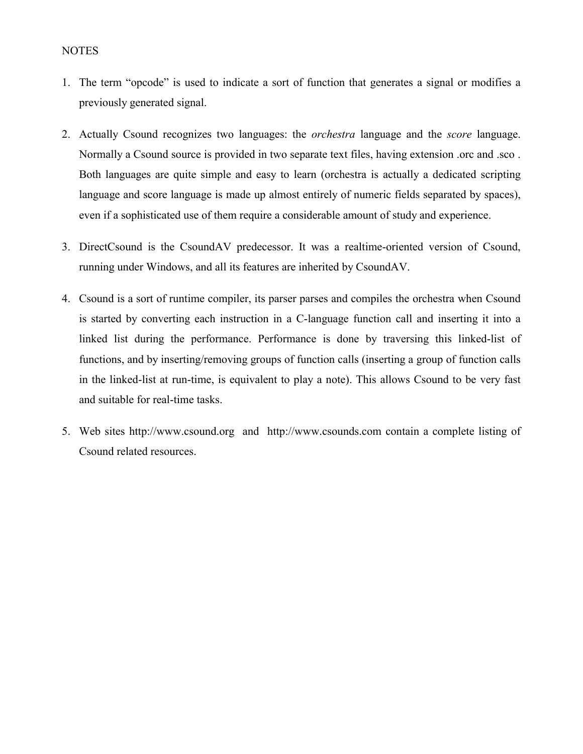NOTES

1. The term "opcode" is used to indicate a sort of function that generates a signal or modifies a previously generated signal.

2. Actually Csound recognizes two languages: the *orchestra* language and the *score* language. Normally a Csound source is provided in two separate text files, having extension .orc and .sco . Both languages are quite simple and easy to learn (orchestra is actually a dedicated scripting language and score language is made up almost entirely of numeric fields separated by spaces), even if a sophisticated use of them require a considerable amount of study and experience.

3. DirectCsound is the CsoundAV predecessor. It was a realtime-oriented version of Csound, running under Windows, and all its features are inherited by CsoundAV.

4. Csound is a sort of runtime compiler, its parser parses and compiles the orchestra when Csound is started by converting each instruction in a C-language function call and inserting it into a linked list during the performance. Performance is done by traversing this linked-list of functions, and by inserting/removing groups of function calls (inserting a group of function calls in the linked-list at run-time, is equivalent to play a note). This allows Csound to be very fast and suitable for real-time tasks.

5. Web sites http://www.csound.org and http://www.csounds.com contain a complete listing of Csound related resources.